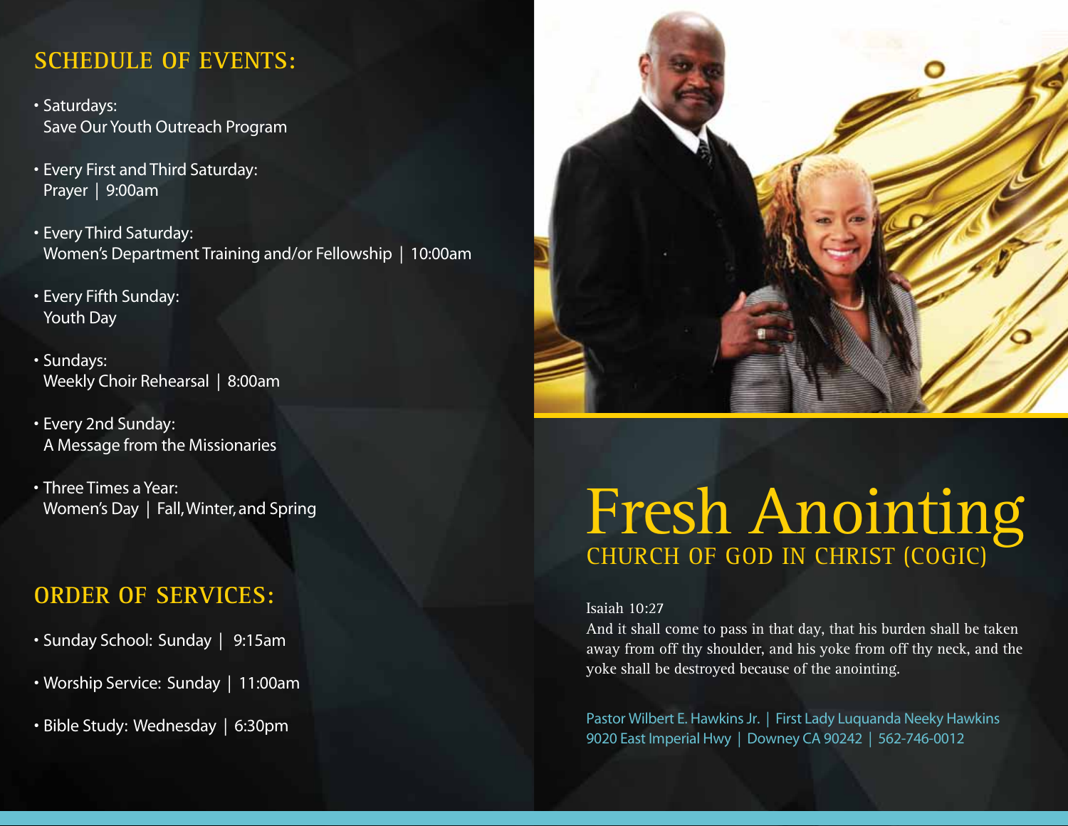## SCHEDULE OF EVENTS:

- Saturdays:
  Save Our Youth Outreach Program
- Every First and Third Saturday:
  Prayer | 9:00am
- Every Third Saturday:
  Women's Department Training and/or Fellowship | 10:00am
- Every Fifth Sunday:
  Youth Day
- Sundays:
  Weekly Choir Rehearsal | 8:00am
- Every 2nd Sunday:
  A Message from the Missionaries
- Three Times a Year:
  Women's Day | Fall, Winter, and Spring

## ORDER OF SERVICES:

- Sunday School: Sunday | 9:15am
- Worship Service: Sunday | 11:00am
- Bible Study: Wednesday | 6:30pm

# Fresh Anointing

## CHURCH OF GOD IN CHRIST (COGIC)

Isaiah 10:27
And it shall come to pass in that day, that his burden shall be taken away from off thy shoulder, and his yoke from off thy neck, and the yoke shall be destroyed because of the anointing.

Pastor Wilbert E. Hawkins Jr. | First Lady Luquanda Neeky Hawkins
9020 East Imperial Hwy | Downey CA 90242 | 562-746-0012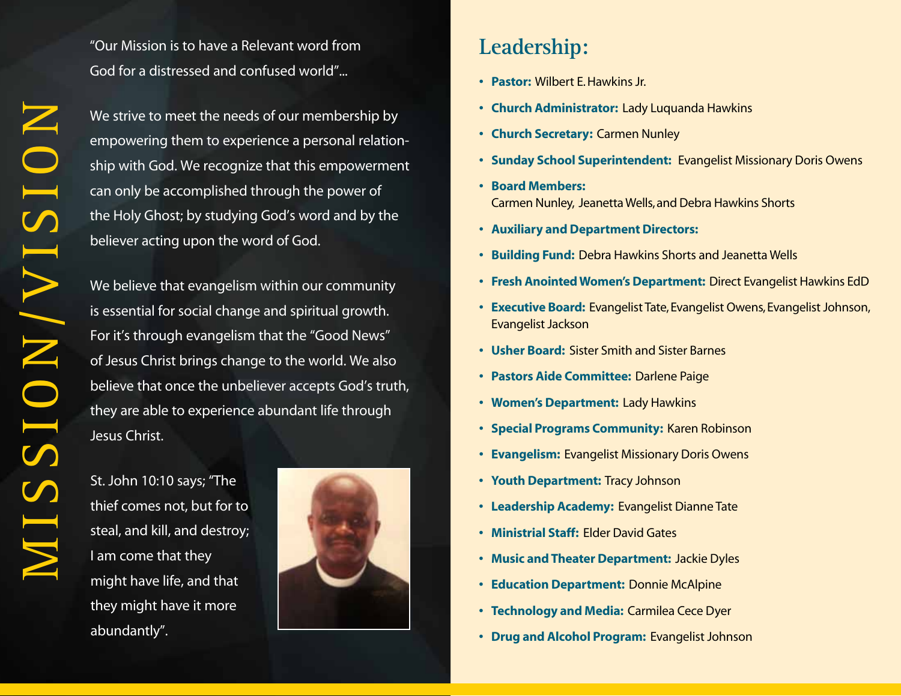# MISSION/VISION

"Our Mission is to have a Relevant word from God for a distressed and confused world"...

We strive to meet the needs of our membership by empowering them to experience a personal relationship with God. We recognize that this empowerment can only be accomplished through the power of the Holy Ghost; by studying God's word and by the believer acting upon the word of God.

We believe that evangelism within our community is essential for social change and spiritual growth. For it's through evangelism that the "Good News" of Jesus Christ brings change to the world. We also believe that once the unbeliever accepts God's truth, they are able to experience abundant life through Jesus Christ.

St. John 10:10 says; "The thief comes not, but for to steal, and kill, and destroy; I am come that they might have life, and that they might have it more abundantly".

## Leadership:

- **Pastor:** Wilbert E. Hawkins Jr.
- **Church Administrator:** Lady Luquanda Hawkins
- **Church Secretary:** Carmen Nunley
- **Sunday School Superintendent:** Evangelist Missionary Doris Owens
- **Board Members:** Carmen Nunley, Jeanetta Wells, and Debra Hawkins Shorts
- **Auxiliary and Department Directors:**
- **Building Fund:** Debra Hawkins Shorts and Jeanetta Wells
- **Fresh Anointed Women's Department:** Direct Evangelist Hawkins EdD
- **Executive Board:** Evangelist Tate, Evangelist Owens, Evangelist Johnson, Evangelist Jackson
- **Usher Board:** Sister Smith and Sister Barnes
- **Pastors Aide Committee:** Darlene Paige
- **Women's Department:** Lady Hawkins
- **Special Programs Community:** Karen Robinson
- **Evangelism:** Evangelist Missionary Doris Owens
- **Youth Department:** Tracy Johnson
- **Leadership Academy:** Evangelist Dianne Tate
- **Ministrial Staff:** Elder David Gates
- **Music and Theater Department:** Jackie Dyles
- **Education Department:** Donnie McAlpine
- **Technology and Media:** Carmilea Cece Dyer
- **Drug and Alcohol Program:** Evangelist Johnson